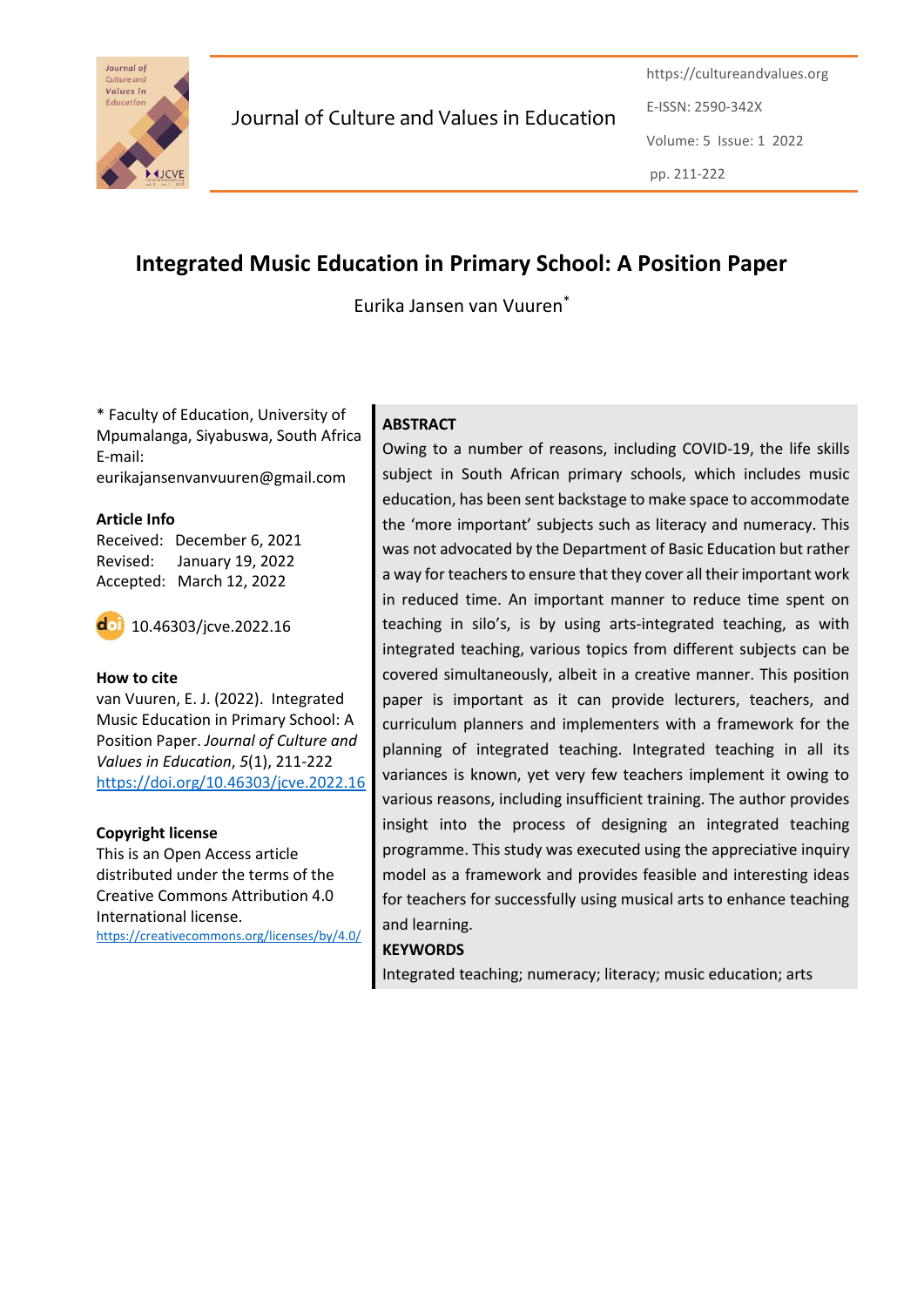Journal of Culture and Values in Education

https://cultureandvalues.org

E-ISSN: 2590-342X

Volume: 5 Issue: 1 2022

pp. 211-222

# Integrated Music Education in Primary School: A Position Paper

Eurika Jansen van Vuuren*

\* Faculty of Education, University of Mpumalanga, Siyabuswa, South Africa
E-mail: eurikajansenvanvuuren@gmail.com

**Article Info**

Received: December 6, 2021
Revised: January 19, 2022
Accepted: March 12, 2022

10.46303/jcve.2022.16

**How to cite**

van Vuuren, E. J. (2022). Integrated Music Education in Primary School: A Position Paper. *Journal of Culture and Values in Education*, *5*(1), 211-222
https://doi.org/10.46303/jcve.2022.16

**Copyright license**

This is an Open Access article distributed under the terms of the Creative Commons Attribution 4.0 International license.
https://creativecommons.org/licenses/by/4.0/

**ABSTRACT**

Owing to a number of reasons, including COVID-19, the life skills subject in South African primary schools, which includes music education, has been sent backstage to make space to accommodate the 'more important' subjects such as literacy and numeracy. This was not advocated by the Department of Basic Education but rather a way for teachers to ensure that they cover all their important work in reduced time. An important manner to reduce time spent on teaching in silo's, is by using arts-integrated teaching, as with integrated teaching, various topics from different subjects can be covered simultaneously, albeit in a creative manner. This position paper is important as it can provide lecturers, teachers, and curriculum planners and implementers with a framework for the planning of integrated teaching. Integrated teaching in all its variances is known, yet very few teachers implement it owing to various reasons, including insufficient training. The author provides insight into the process of designing an integrated teaching programme. This study was executed using the appreciative inquiry model as a framework and provides feasible and interesting ideas for teachers for successfully using musical arts to enhance teaching and learning.

**KEYWORDS**

Integrated teaching; numeracy; literacy; music education; arts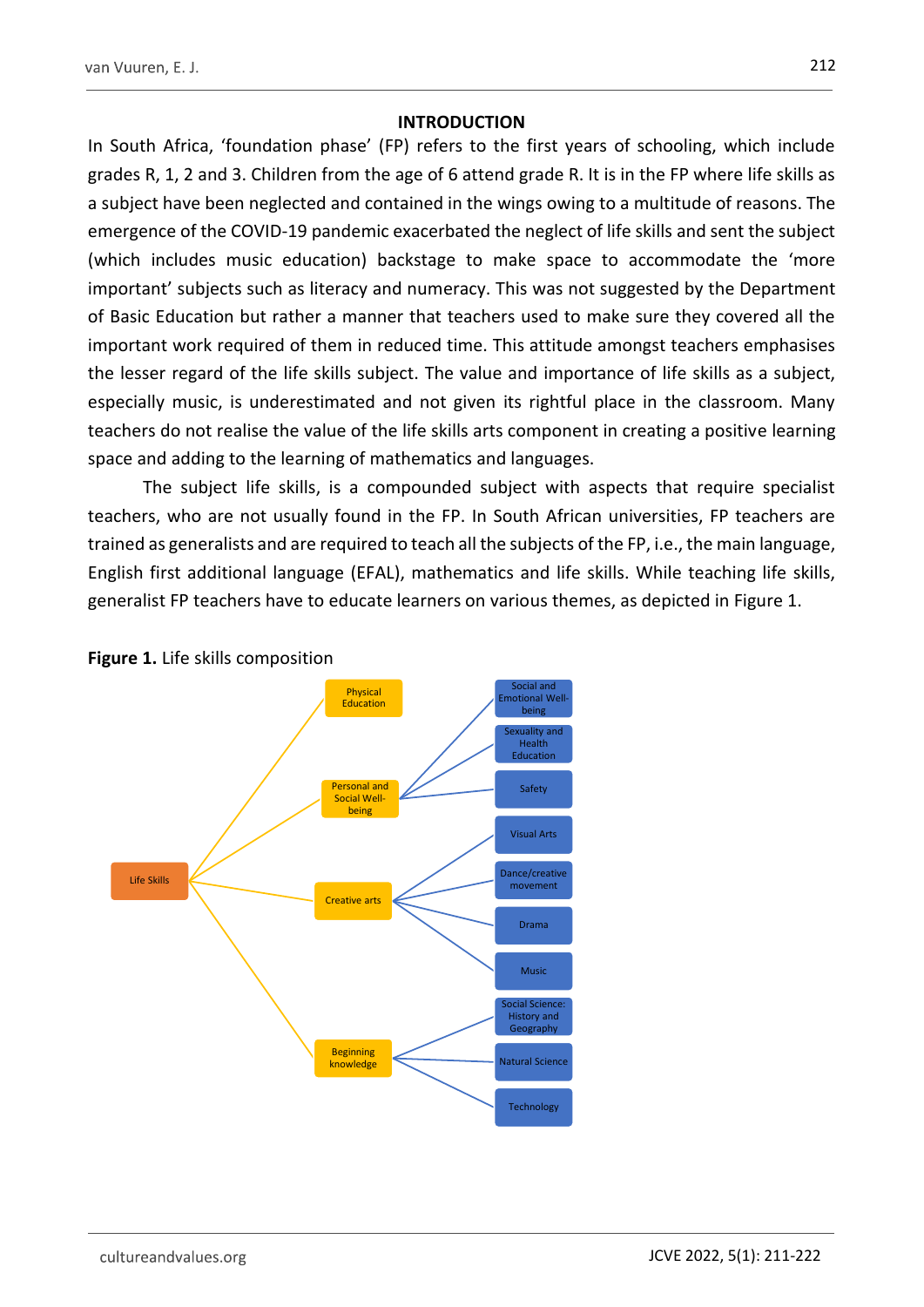## INTRODUCTION

In South Africa, 'foundation phase' (FP) refers to the first years of schooling, which include grades R, 1, 2 and 3. Children from the age of 6 attend grade R. It is in the FP where life skills as a subject have been neglected and contained in the wings owing to a multitude of reasons. The emergence of the COVID-19 pandemic exacerbated the neglect of life skills and sent the subject (which includes music education) backstage to make space to accommodate the 'more important' subjects such as literacy and numeracy. This was not suggested by the Department of Basic Education but rather a manner that teachers used to make sure they covered all the important work required of them in reduced time. This attitude amongst teachers emphasises the lesser regard of the life skills subject. The value and importance of life skills as a subject, especially music, is underestimated and not given its rightful place in the classroom. Many teachers do not realise the value of the life skills arts component in creating a positive learning space and adding to the learning of mathematics and languages.

The subject life skills, is a compounded subject with aspects that require specialist teachers, who are not usually found in the FP. In South African universities, FP teachers are trained as generalists and are required to teach all the subjects of the FP, i.e., the main language, English first additional language (EFAL), mathematics and life skills. While teaching life skills, generalist FP teachers have to educate learners on various themes, as depicted in Figure 1.

**Figure 1.** Life skills composition

- Life Skills
  - Physical Education
  - Personal and Social Well-being
    - Social and Emotional Well-being
    - Sexuality and Health Education
    - Safety
  - Creative arts
    - Visual Arts
    - Dance/creative movement
    - Drama
    - Music
  - Beginning knowledge
    - Social Science: History and Geography
    - Natural Science
    - Technology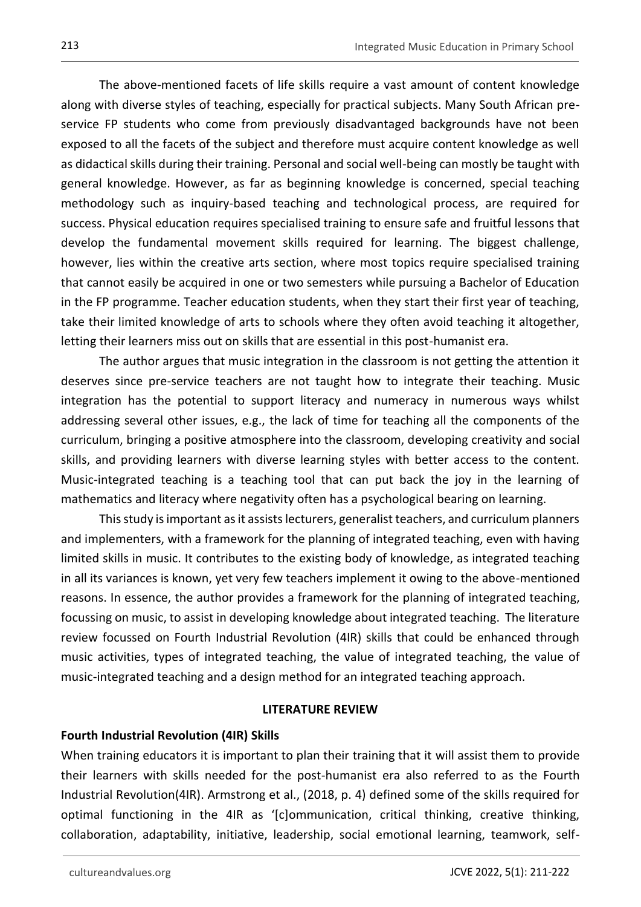The above-mentioned facets of life skills require a vast amount of content knowledge along with diverse styles of teaching, especially for practical subjects. Many South African pre-service FP students who come from previously disadvantaged backgrounds have not been exposed to all the facets of the subject and therefore must acquire content knowledge as well as didactical skills during their training. Personal and social well-being can mostly be taught with general knowledge. However, as far as beginning knowledge is concerned, special teaching methodology such as inquiry-based teaching and technological process, are required for success. Physical education requires specialised training to ensure safe and fruitful lessons that develop the fundamental movement skills required for learning. The biggest challenge, however, lies within the creative arts section, where most topics require specialised training that cannot easily be acquired in one or two semesters while pursuing a Bachelor of Education in the FP programme. Teacher education students, when they start their first year of teaching, take their limited knowledge of arts to schools where they often avoid teaching it altogether, letting their learners miss out on skills that are essential in this post-humanist era.

The author argues that music integration in the classroom is not getting the attention it deserves since pre-service teachers are not taught how to integrate their teaching. Music integration has the potential to support literacy and numeracy in numerous ways whilst addressing several other issues, e.g., the lack of time for teaching all the components of the curriculum, bringing a positive atmosphere into the classroom, developing creativity and social skills, and providing learners with diverse learning styles with better access to the content. Music-integrated teaching is a teaching tool that can put back the joy in the learning of mathematics and literacy where negativity often has a psychological bearing on learning.

This study is important as it assists lecturers, generalist teachers, and curriculum planners and implementers, with a framework for the planning of integrated teaching, even with having limited skills in music. It contributes to the existing body of knowledge, as integrated teaching in all its variances is known, yet very few teachers implement it owing to the above-mentioned reasons. In essence, the author provides a framework for the planning of integrated teaching, focussing on music, to assist in developing knowledge about integrated teaching. The literature review focussed on Fourth Industrial Revolution (4IR) skills that could be enhanced through music activities, types of integrated teaching, the value of integrated teaching, the value of music-integrated teaching and a design method for an integrated teaching approach.

## LITERATURE REVIEW

### Fourth Industrial Revolution (4IR) Skills

When training educators it is important to plan their training that it will assist them to provide their learners with skills needed for the post-humanist era also referred to as the Fourth Industrial Revolution(4IR). Armstrong et al., (2018, p. 4) defined some of the skills required for optimal functioning in the 4IR as '[c]ommunication, critical thinking, creative thinking, collaboration, adaptability, initiative, leadership, social emotional learning, teamwork, self-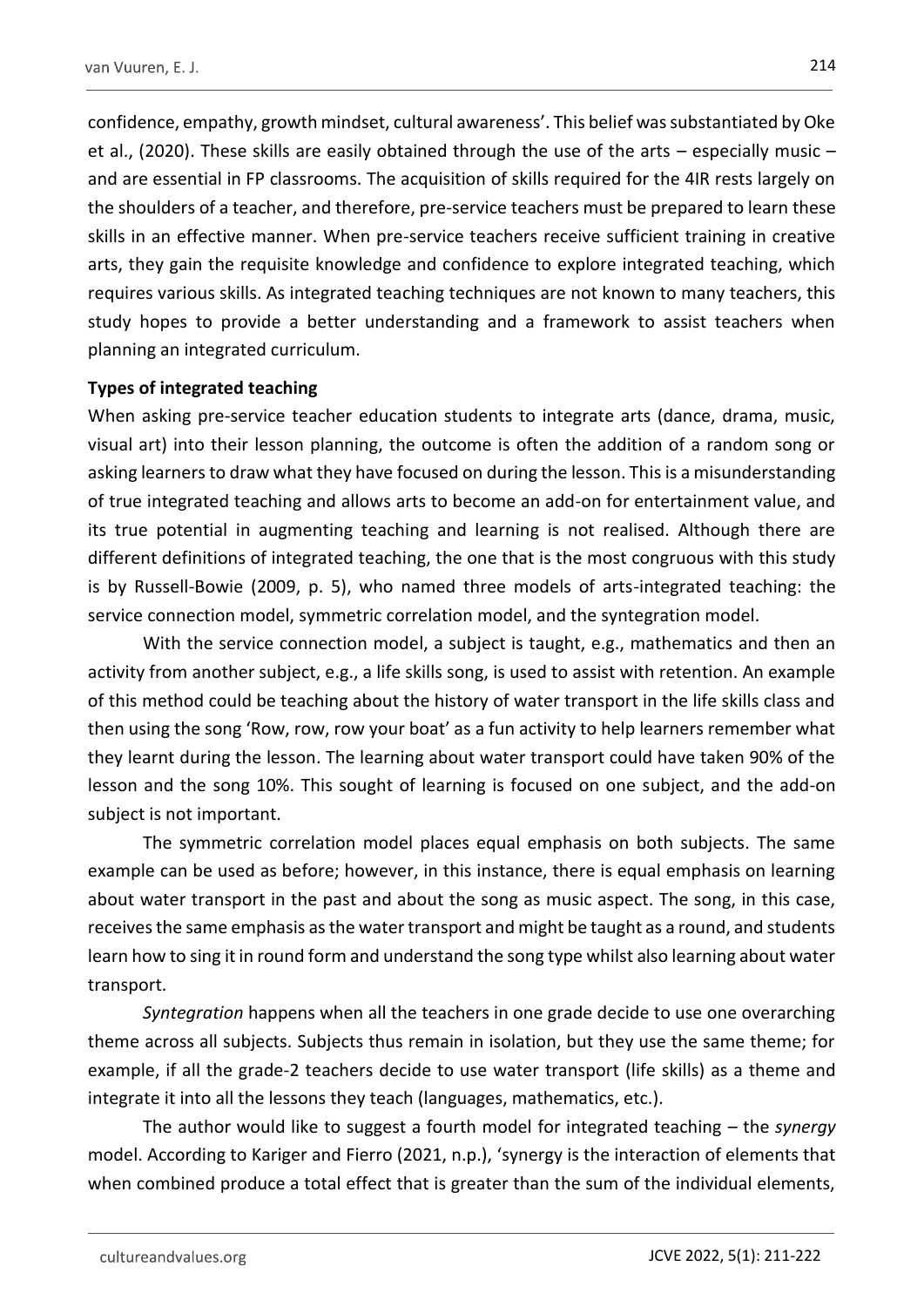confidence, empathy, growth mindset, cultural awareness'. This belief was substantiated by Oke et al., (2020). These skills are easily obtained through the use of the arts – especially music – and are essential in FP classrooms. The acquisition of skills required for the 4IR rests largely on the shoulders of a teacher, and therefore, pre-service teachers must be prepared to learn these skills in an effective manner. When pre-service teachers receive sufficient training in creative arts, they gain the requisite knowledge and confidence to explore integrated teaching, which requires various skills. As integrated teaching techniques are not known to many teachers, this study hopes to provide a better understanding and a framework to assist teachers when planning an integrated curriculum.

**Types of integrated teaching**

When asking pre-service teacher education students to integrate arts (dance, drama, music, visual art) into their lesson planning, the outcome is often the addition of a random song or asking learners to draw what they have focused on during the lesson. This is a misunderstanding of true integrated teaching and allows arts to become an add-on for entertainment value, and its true potential in augmenting teaching and learning is not realised. Although there are different definitions of integrated teaching, the one that is the most congruous with this study is by Russell-Bowie (2009, p. 5), who named three models of arts-integrated teaching: the service connection model, symmetric correlation model, and the syntegration model.

With the service connection model, a subject is taught, e.g., mathematics and then an activity from another subject, e.g., a life skills song, is used to assist with retention. An example of this method could be teaching about the history of water transport in the life skills class and then using the song 'Row, row, row your boat' as a fun activity to help learners remember what they learnt during the lesson. The learning about water transport could have taken 90% of the lesson and the song 10%. This sought of learning is focused on one subject, and the add-on subject is not important.

The symmetric correlation model places equal emphasis on both subjects. The same example can be used as before; however, in this instance, there is equal emphasis on learning about water transport in the past and about the song as music aspect. The song, in this case, receives the same emphasis as the water transport and might be taught as a round, and students learn how to sing it in round form and understand the song type whilst also learning about water transport.

*Syntegration* happens when all the teachers in one grade decide to use one overarching theme across all subjects. Subjects thus remain in isolation, but they use the same theme; for example, if all the grade-2 teachers decide to use water transport (life skills) as a theme and integrate it into all the lessons they teach (languages, mathematics, etc.).

The author would like to suggest a fourth model for integrated teaching – the *synergy* model. According to Kariger and Fierro (2021, n.p.), 'synergy is the interaction of elements that when combined produce a total effect that is greater than the sum of the individual elements,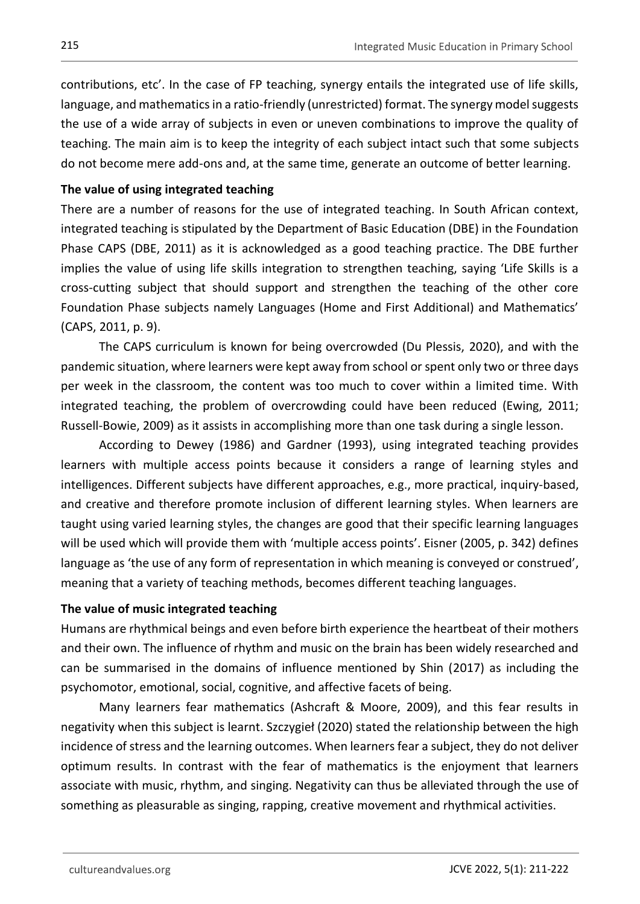contributions, etc'. In the case of FP teaching, synergy entails the integrated use of life skills, language, and mathematics in a ratio-friendly (unrestricted) format. The synergy model suggests the use of a wide array of subjects in even or uneven combinations to improve the quality of teaching. The main aim is to keep the integrity of each subject intact such that some subjects do not become mere add-ons and, at the same time, generate an outcome of better learning.

**The value of using integrated teaching**

There are a number of reasons for the use of integrated teaching. In South African context, integrated teaching is stipulated by the Department of Basic Education (DBE) in the Foundation Phase CAPS (DBE, 2011) as it is acknowledged as a good teaching practice. The DBE further implies the value of using life skills integration to strengthen teaching, saying 'Life Skills is a cross-cutting subject that should support and strengthen the teaching of the other core Foundation Phase subjects namely Languages (Home and First Additional) and Mathematics' (CAPS, 2011, p. 9).

The CAPS curriculum is known for being overcrowded (Du Plessis, 2020), and with the pandemic situation, where learners were kept away from school or spent only two or three days per week in the classroom, the content was too much to cover within a limited time. With integrated teaching, the problem of overcrowding could have been reduced (Ewing, 2011; Russell-Bowie, 2009) as it assists in accomplishing more than one task during a single lesson.

According to Dewey (1986) and Gardner (1993), using integrated teaching provides learners with multiple access points because it considers a range of learning styles and intelligences. Different subjects have different approaches, e.g., more practical, inquiry-based, and creative and therefore promote inclusion of different learning styles. When learners are taught using varied learning styles, the changes are good that their specific learning languages will be used which will provide them with 'multiple access points'. Eisner (2005, p. 342) defines language as 'the use of any form of representation in which meaning is conveyed or construed', meaning that a variety of teaching methods, becomes different teaching languages.

**The value of music integrated teaching**

Humans are rhythmical beings and even before birth experience the heartbeat of their mothers and their own. The influence of rhythm and music on the brain has been widely researched and can be summarised in the domains of influence mentioned by Shin (2017) as including the psychomotor, emotional, social, cognitive, and affective facets of being.

Many learners fear mathematics (Ashcraft & Moore, 2009), and this fear results in negativity when this subject is learnt. Szczygieł (2020) stated the relationship between the high incidence of stress and the learning outcomes. When learners fear a subject, they do not deliver optimum results. In contrast with the fear of mathematics is the enjoyment that learners associate with music, rhythm, and singing. Negativity can thus be alleviated through the use of something as pleasurable as singing, rapping, creative movement and rhythmical activities.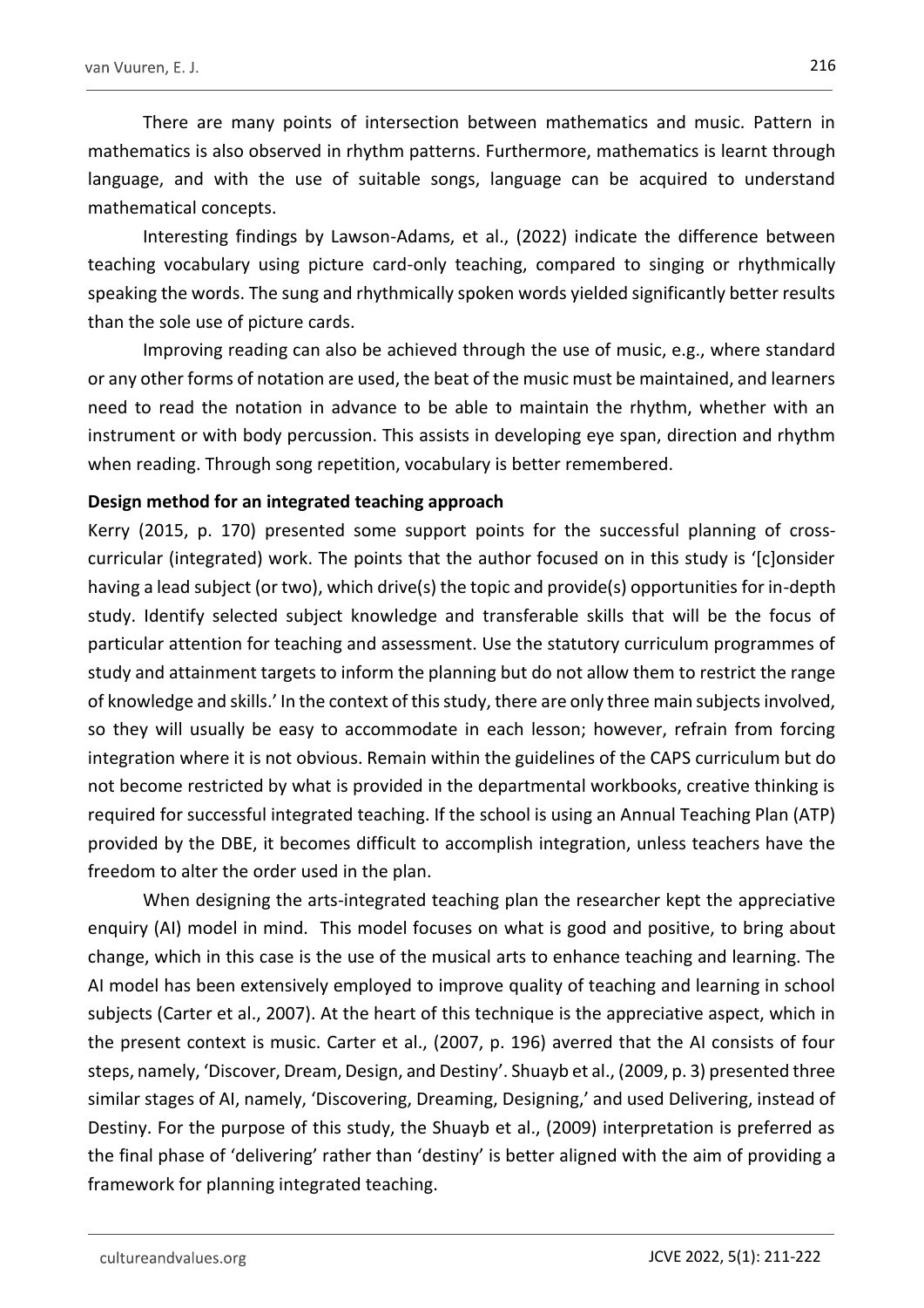There are many points of intersection between mathematics and music. Pattern in mathematics is also observed in rhythm patterns. Furthermore, mathematics is learnt through language, and with the use of suitable songs, language can be acquired to understand mathematical concepts.

Interesting findings by Lawson-Adams, et al., (2022) indicate the difference between teaching vocabulary using picture card-only teaching, compared to singing or rhythmically speaking the words. The sung and rhythmically spoken words yielded significantly better results than the sole use of picture cards.

Improving reading can also be achieved through the use of music, e.g., where standard or any other forms of notation are used, the beat of the music must be maintained, and learners need to read the notation in advance to be able to maintain the rhythm, whether with an instrument or with body percussion. This assists in developing eye span, direction and rhythm when reading. Through song repetition, vocabulary is better remembered.

**Design method for an integrated teaching approach**

Kerry (2015, p. 170) presented some support points for the successful planning of cross-curricular (integrated) work. The points that the author focused on in this study is '[c]onsider having a lead subject (or two), which drive(s) the topic and provide(s) opportunities for in-depth study. Identify selected subject knowledge and transferable skills that will be the focus of particular attention for teaching and assessment. Use the statutory curriculum programmes of study and attainment targets to inform the planning but do not allow them to restrict the range of knowledge and skills.' In the context of this study, there are only three main subjects involved, so they will usually be easy to accommodate in each lesson; however, refrain from forcing integration where it is not obvious. Remain within the guidelines of the CAPS curriculum but do not become restricted by what is provided in the departmental workbooks, creative thinking is required for successful integrated teaching. If the school is using an Annual Teaching Plan (ATP) provided by the DBE, it becomes difficult to accomplish integration, unless teachers have the freedom to alter the order used in the plan.

When designing the arts-integrated teaching plan the researcher kept the appreciative enquiry (AI) model in mind. This model focuses on what is good and positive, to bring about change, which in this case is the use of the musical arts to enhance teaching and learning. The AI model has been extensively employed to improve quality of teaching and learning in school subjects (Carter et al., 2007). At the heart of this technique is the appreciative aspect, which in the present context is music. Carter et al., (2007, p. 196) averred that the AI consists of four steps, namely, 'Discover, Dream, Design, and Destiny'. Shuayb et al., (2009, p. 3) presented three similar stages of AI, namely, 'Discovering, Dreaming, Designing,' and used Delivering, instead of Destiny. For the purpose of this study, the Shuayb et al., (2009) interpretation is preferred as the final phase of 'delivering' rather than 'destiny' is better aligned with the aim of providing a framework for planning integrated teaching.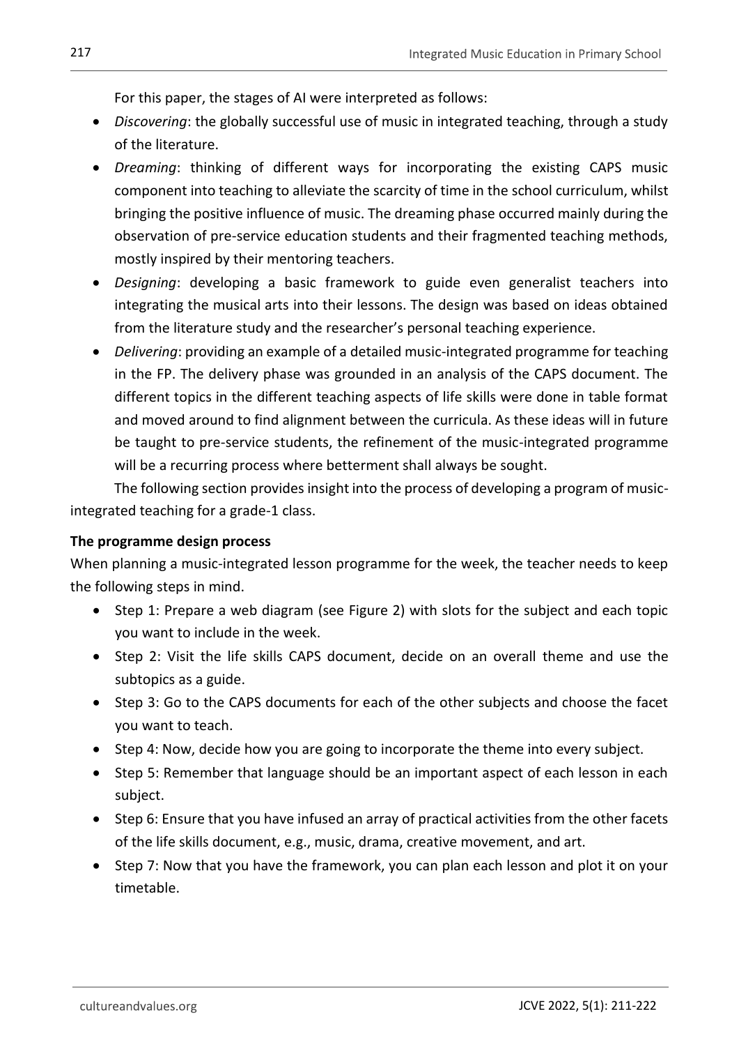For this paper, the stages of AI were interpreted as follows:

- *Discovering*: the globally successful use of music in integrated teaching, through a study of the literature.
- *Dreaming*: thinking of different ways for incorporating the existing CAPS music component into teaching to alleviate the scarcity of time in the school curriculum, whilst bringing the positive influence of music. The dreaming phase occurred mainly during the observation of pre-service education students and their fragmented teaching methods, mostly inspired by their mentoring teachers.
- *Designing*: developing a basic framework to guide even generalist teachers into integrating the musical arts into their lessons. The design was based on ideas obtained from the literature study and the researcher's personal teaching experience.
- *Delivering*: providing an example of a detailed music-integrated programme for teaching in the FP. The delivery phase was grounded in an analysis of the CAPS document. The different topics in the different teaching aspects of life skills were done in table format and moved around to find alignment between the curricula. As these ideas will in future be taught to pre-service students, the refinement of the music-integrated programme will be a recurring process where betterment shall always be sought.

The following section provides insight into the process of developing a program of music-integrated teaching for a grade-1 class.

**The programme design process**

When planning a music-integrated lesson programme for the week, the teacher needs to keep the following steps in mind.

- Step 1: Prepare a web diagram (see Figure 2) with slots for the subject and each topic you want to include in the week.
- Step 2: Visit the life skills CAPS document, decide on an overall theme and use the subtopics as a guide.
- Step 3: Go to the CAPS documents for each of the other subjects and choose the facet you want to teach.
- Step 4: Now, decide how you are going to incorporate the theme into every subject.
- Step 5: Remember that language should be an important aspect of each lesson in each subject.
- Step 6: Ensure that you have infused an array of practical activities from the other facets of the life skills document, e.g., music, drama, creative movement, and art.
- Step 7: Now that you have the framework, you can plan each lesson and plot it on your timetable.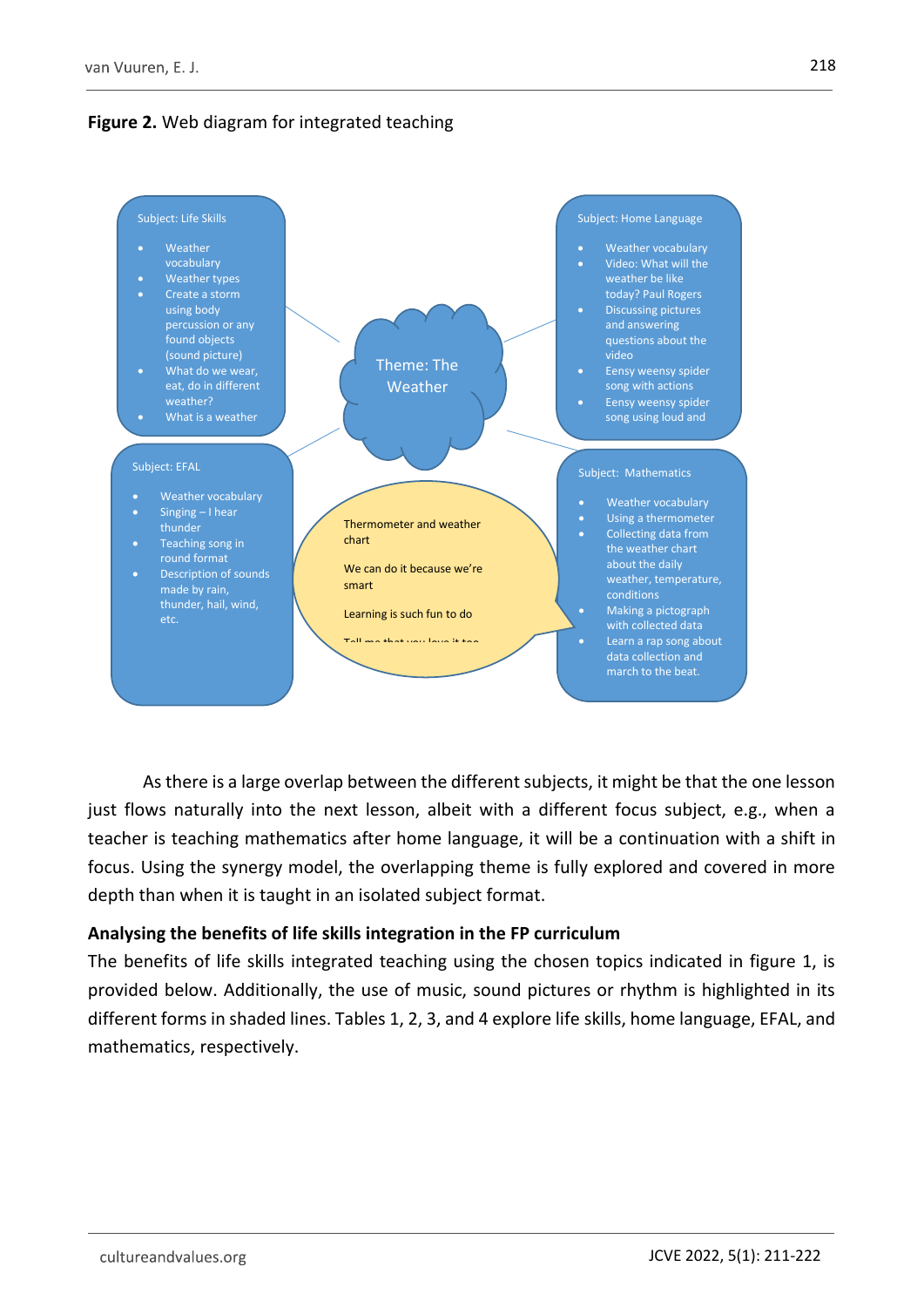**Figure 2.** Web diagram for integrated teaching

Subject: Life Skills

- Weather vocabulary
- Weather types
- Create a storm using body percussion or any found objects (sound picture)
- What do we wear, eat, do in different weather?
- What is a weather

Theme: The Weather

Subject: Home Language

- Weather vocabulary
- Video: What will the weather be like today? Paul Rogers
- Discussing pictures and answering questions about the video
- Eensy weensy spider song with actions
- Eensy weensy spider song using loud and

Subject: EFAL

- Weather vocabulary
- Singing – I hear thunder
- Teaching song in round format
- Description of sounds made by rain, thunder, hail, wind, etc.

Thermometer and weather chart

We can do it because we're smart

Learning is such fun to do

Subject: Mathematics

- Weather vocabulary
- Using a thermometer
- Collecting data from the weather chart about the daily weather, temperature, conditions
- Making a pictograph with collected data
- Learn a rap song about data collection and march to the beat.

As there is a large overlap between the different subjects, it might be that the one lesson just flows naturally into the next lesson, albeit with a different focus subject, e.g., when a teacher is teaching mathematics after home language, it will be a continuation with a shift in focus. Using the synergy model, the overlapping theme is fully explored and covered in more depth than when it is taught in an isolated subject format.

### Analysing the benefits of life skills integration in the FP curriculum

The benefits of life skills integrated teaching using the chosen topics indicated in figure 1, is provided below. Additionally, the use of music, sound pictures or rhythm is highlighted in its different forms in shaded lines. Tables 1, 2, 3, and 4 explore life skills, home language, EFAL, and mathematics, respectively.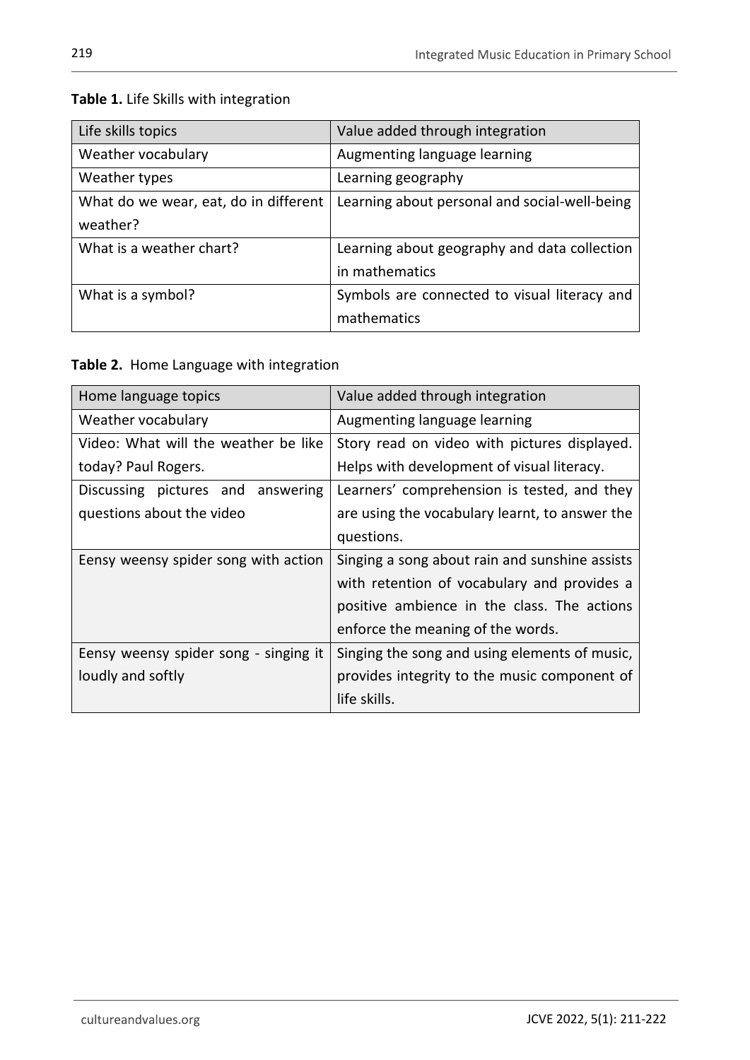**Table 1.** Life Skills with integration

| Life skills topics | Value added through integration |
|---|---|
| Weather vocabulary | Augmenting language learning |
| Weather types | Learning geography |
| What do we wear, eat, do in different weather? | Learning about personal and social-well-being |
| What is a weather chart? | Learning about geography and data collection in mathematics |
| What is a symbol? | Symbols are connected to visual literacy and mathematics |

**Table 2.** Home Language with integration

| Home language topics | Value added through integration |
|---|---|
| Weather vocabulary | Augmenting language learning |
| Video: What will the weather be like today? Paul Rogers. | Story read on video with pictures displayed. Helps with development of visual literacy. |
| Discussing pictures and answering questions about the video | Learners' comprehension is tested, and they are using the vocabulary learnt, to answer the questions. |
| Eensy weensy spider song with action | Singing a song about rain and sunshine assists with retention of vocabulary and provides a positive ambience in the class. The actions enforce the meaning of the words. |
| Eensy weensy spider song - singing it loudly and softly | Singing the song and using elements of music, provides integrity to the music component of life skills. |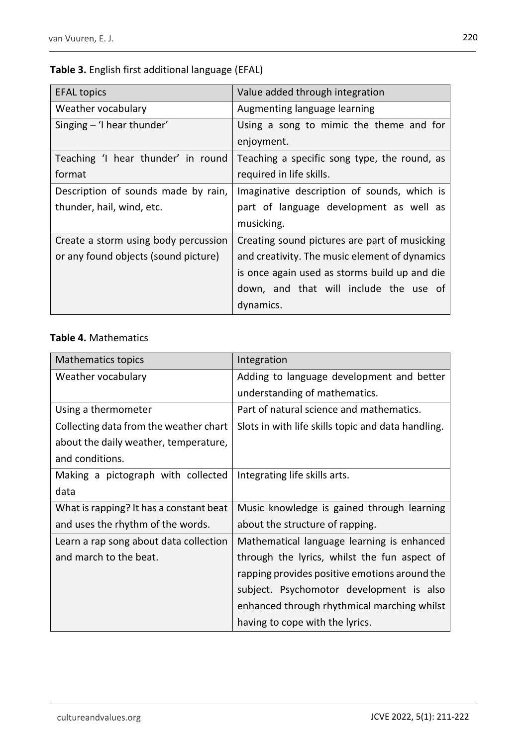**Table 3.** English first additional language (EFAL)

| EFAL topics | Value added through integration |
|---|---|
| Weather vocabulary | Augmenting language learning |
| Singing – 'I hear thunder' | Using a song to mimic the theme and for enjoyment. |
| Teaching 'I hear thunder' in round format | Teaching a specific song type, the round, as required in life skills. |
| Description of sounds made by rain, thunder, hail, wind, etc. | Imaginative description of sounds, which is part of language development as well as musicking. |
| Create a storm using body percussion or any found objects (sound picture) | Creating sound pictures are part of musicking and creativity. The music element of dynamics is once again used as storms build up and die down, and that will include the use of dynamics. |

**Table 4.** Mathematics

| Mathematics topics | Integration |
|---|---|
| Weather vocabulary | Adding to language development and better understanding of mathematics. |
| Using a thermometer | Part of natural science and mathematics. |
| Collecting data from the weather chart about the daily weather, temperature, and conditions. | Slots in with life skills topic and data handling. |
| Making a pictograph with collected data | Integrating life skills arts. |
| What is rapping? It has a constant beat and uses the rhythm of the words. | Music knowledge is gained through learning about the structure of rapping. |
| Learn a rap song about data collection and march to the beat. | Mathematical language learning is enhanced through the lyrics, whilst the fun aspect of rapping provides positive emotions around the subject. Psychomotor development is also enhanced through rhythmical marching whilst having to cope with the lyrics. |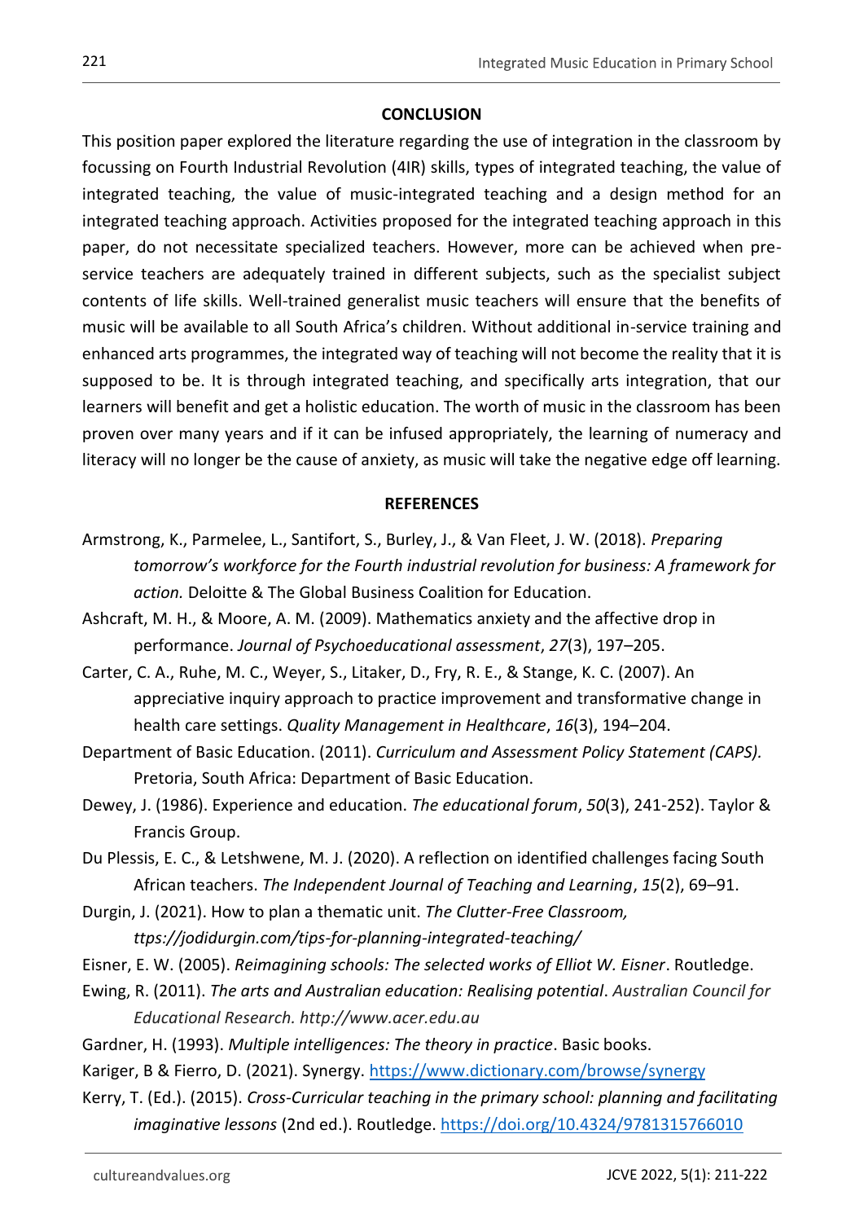## CONCLUSION

This position paper explored the literature regarding the use of integration in the classroom by focussing on Fourth Industrial Revolution (4IR) skills, types of integrated teaching, the value of integrated teaching, the value of music-integrated teaching and a design method for an integrated teaching approach. Activities proposed for the integrated teaching approach in this paper, do not necessitate specialized teachers. However, more can be achieved when pre-service teachers are adequately trained in different subjects, such as the specialist subject contents of life skills. Well-trained generalist music teachers will ensure that the benefits of music will be available to all South Africa's children. Without additional in-service training and enhanced arts programmes, the integrated way of teaching will not become the reality that it is supposed to be. It is through integrated teaching, and specifically arts integration, that our learners will benefit and get a holistic education. The worth of music in the classroom has been proven over many years and if it can be infused appropriately, the learning of numeracy and literacy will no longer be the cause of anxiety, as music will take the negative edge off learning.

## REFERENCES

Armstrong, K., Parmelee, L., Santifort, S., Burley, J., & Van Fleet, J. W. (2018). *Preparing tomorrow's workforce for the Fourth industrial revolution for business: A framework for action.* Deloitte & The Global Business Coalition for Education.

Ashcraft, M. H., & Moore, A. M. (2009). Mathematics anxiety and the affective drop in performance. *Journal of Psychoeducational assessment*, *27*(3), 197–205.

Carter, C. A., Ruhe, M. C., Weyer, S., Litaker, D., Fry, R. E., & Stange, K. C. (2007). An appreciative inquiry approach to practice improvement and transformative change in health care settings. *Quality Management in Healthcare*, *16*(3), 194–204.

Department of Basic Education. (2011). *Curriculum and Assessment Policy Statement (CAPS).* Pretoria, South Africa: Department of Basic Education.

Dewey, J. (1986). Experience and education. *The educational forum*, *50*(3), 241-252). Taylor & Francis Group.

Du Plessis, E. C., & Letshwene, M. J. (2020). A reflection on identified challenges facing South African teachers. *The Independent Journal of Teaching and Learning*, *15*(2), 69–91.

Durgin, J. (2021). How to plan a thematic unit. *The Clutter-Free Classroom, ttps://jodidurgin.com/tips-for-planning-integrated-teaching/*

Eisner, E. W. (2005). *Reimagining schools: The selected works of Elliot W. Eisner*. Routledge.

Ewing, R. (2011). *The arts and Australian education: Realising potential*. *Australian Council for Educational Research. http://www.acer.edu.au*

Gardner, H. (1993). *Multiple intelligences: The theory in practice*. Basic books.

Kariger, B & Fierro, D. (2021). Synergy. https://www.dictionary.com/browse/synergy

Kerry, T. (Ed.). (2015). *Cross-Curricular teaching in the primary school: planning and facilitating imaginative lessons* (2nd ed.). Routledge. https://doi.org/10.4324/9781315766010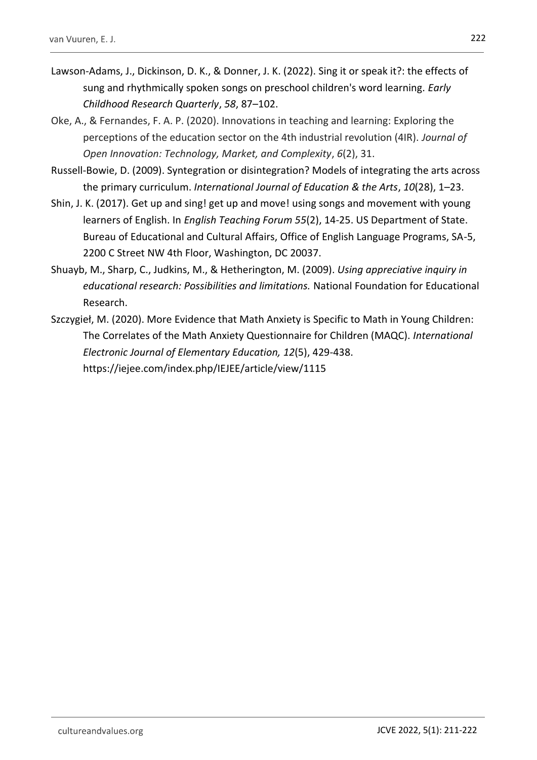Lawson-Adams, J., Dickinson, D. K., & Donner, J. K. (2022). Sing it or speak it?: the effects of sung and rhythmically spoken songs on preschool children's word learning. *Early Childhood Research Quarterly*, *58*, 87–102.

Oke, A., & Fernandes, F. A. P. (2020). Innovations in teaching and learning: Exploring the perceptions of the education sector on the 4th industrial revolution (4IR). *Journal of Open Innovation: Technology, Market, and Complexity*, *6*(2), 31.

Russell-Bowie, D. (2009). Syntegration or disintegration? Models of integrating the arts across the primary curriculum. *International Journal of Education & the Arts*, *10*(28), 1–23.

Shin, J. K. (2017). Get up and sing! get up and move! using songs and movement with young learners of English. In *English Teaching Forum 55*(2), 14-25. US Department of State. Bureau of Educational and Cultural Affairs, Office of English Language Programs, SA-5, 2200 C Street NW 4th Floor, Washington, DC 20037.

Shuayb, M., Sharp, C., Judkins, M., & Hetherington, M. (2009). *Using appreciative inquiry in educational research: Possibilities and limitations.* National Foundation for Educational Research.

Szczygieł, M. (2020). More Evidence that Math Anxiety is Specific to Math in Young Children: The Correlates of the Math Anxiety Questionnaire for Children (MAQC). *International Electronic Journal of Elementary Education, 12*(5), 429-438. https://iejee.com/index.php/IEJEE/article/view/1115